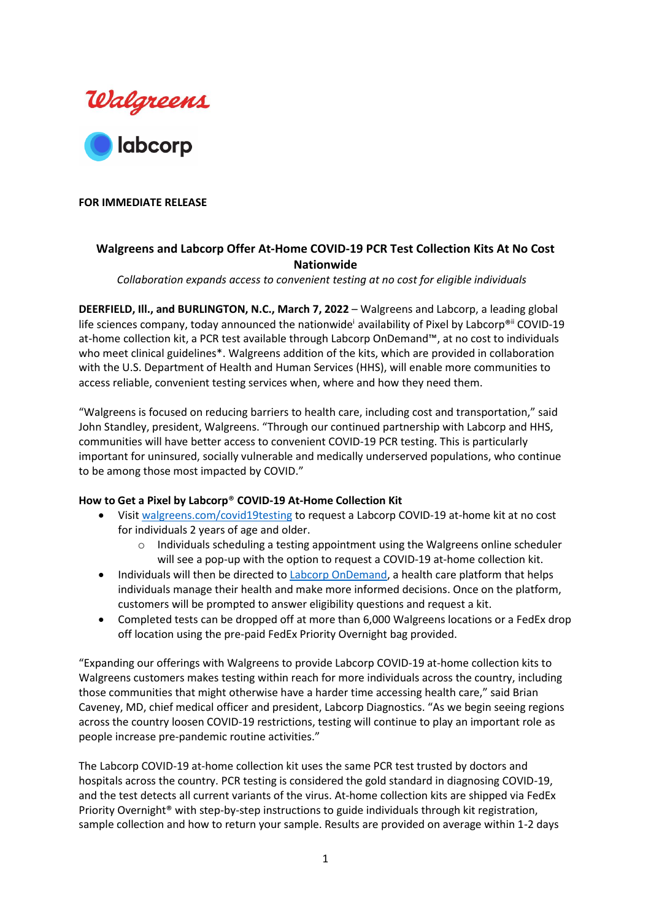Walgreens

labcorp

**FOR IMMEDIATE RELEASE**

## Walgreens and Labcorp Offer At-Home COVID-19 PCR Test Collection Kits At No Cost Nationwide

*Collaboration expands access to convenient testing at no cost for eligible individuals*

**DEERFIELD, Ill., and BURLINGTON, N.C., March 7, 2022** – Walgreens and Labcorp, a leading global life sciences company, today announced the nationwide[i] availability of Pixel by Labcorp®[ii] COVID-19 at-home collection kit, a PCR test available through Labcorp OnDemand™, at no cost to individuals who meet clinical guidelines*. Walgreens addition of the kits, which are provided in collaboration with the U.S. Department of Health and Human Services (HHS), will enable more communities to access reliable, convenient testing services when, where and how they need them.

"Walgreens is focused on reducing barriers to health care, including cost and transportation," said John Standley, president, Walgreens. "Through our continued partnership with Labcorp and HHS, communities will have better access to convenient COVID-19 PCR testing. This is particularly important for uninsured, socially vulnerable and medically underserved populations, who continue to be among those most impacted by COVID."

**How to Get a Pixel by Labcorp® COVID-19 At-Home Collection Kit**

- Visit [walgreens.com/covid19testing](walgreens.com/covid19testing) to request a Labcorp COVID-19 at-home kit at no cost for individuals 2 years of age and older.
  - Individuals scheduling a testing appointment using the Walgreens online scheduler will see a pop-up with the option to request a COVID-19 at-home collection kit.
- Individuals will then be directed to [Labcorp OnDemand](Labcorp OnDemand), a health care platform that helps individuals manage their health and make more informed decisions. Once on the platform, customers will be prompted to answer eligibility questions and request a kit.
- Completed tests can be dropped off at more than 6,000 Walgreens locations or a FedEx drop off location using the pre-paid FedEx Priority Overnight bag provided.

"Expanding our offerings with Walgreens to provide Labcorp COVID-19 at-home collection kits to Walgreens customers makes testing within reach for more individuals across the country, including those communities that might otherwise have a harder time accessing health care," said Brian Caveney, MD, chief medical officer and president, Labcorp Diagnostics. "As we begin seeing regions across the country loosen COVID-19 restrictions, testing will continue to play an important role as people increase pre-pandemic routine activities."

The Labcorp COVID-19 at-home collection kit uses the same PCR test trusted by doctors and hospitals across the country. PCR testing is considered the gold standard in diagnosing COVID-19, and the test detects all current variants of the virus. At-home collection kits are shipped via FedEx Priority Overnight® with step-by-step instructions to guide individuals through kit registration, sample collection and how to return your sample. Results are provided on average within 1-2 days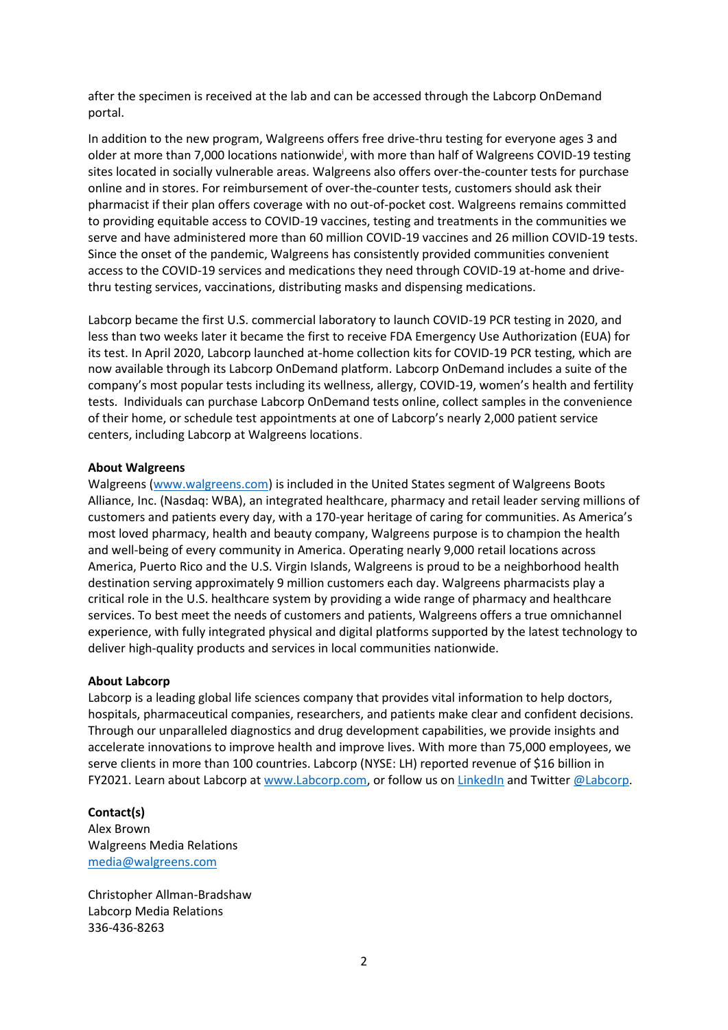after the specimen is received at the lab and can be accessed through the Labcorp OnDemand portal.

In addition to the new program, Walgreens offers free drive-thru testing for everyone ages 3 and older at more than 7,000 locations nationwide[i], with more than half of Walgreens COVID-19 testing sites located in socially vulnerable areas. Walgreens also offers over-the-counter tests for purchase online and in stores. For reimbursement of over-the-counter tests, customers should ask their pharmacist if their plan offers coverage with no out-of-pocket cost. Walgreens remains committed to providing equitable access to COVID-19 vaccines, testing and treatments in the communities we serve and have administered more than 60 million COVID-19 vaccines and 26 million COVID-19 tests. Since the onset of the pandemic, Walgreens has consistently provided communities convenient access to the COVID-19 services and medications they need through COVID-19 at-home and drive-thru testing services, vaccinations, distributing masks and dispensing medications.

Labcorp became the first U.S. commercial laboratory to launch COVID-19 PCR testing in 2020, and less than two weeks later it became the first to receive FDA Emergency Use Authorization (EUA) for its test. In April 2020, Labcorp launched at-home collection kits for COVID-19 PCR testing, which are now available through its Labcorp OnDemand platform. Labcorp OnDemand includes a suite of the company's most popular tests including its wellness, allergy, COVID-19, women's health and fertility tests. Individuals can purchase Labcorp OnDemand tests online, collect samples in the convenience of their home, or schedule test appointments at one of Labcorp's nearly 2,000 patient service centers, including Labcorp at Walgreens locations.

**About Walgreens**
Walgreens (www.walgreens.com) is included in the United States segment of Walgreens Boots Alliance, Inc. (Nasdaq: WBA), an integrated healthcare, pharmacy and retail leader serving millions of customers and patients every day, with a 170-year heritage of caring for communities. As America's most loved pharmacy, health and beauty company, Walgreens purpose is to champion the health and well-being of every community in America. Operating nearly 9,000 retail locations across America, Puerto Rico and the U.S. Virgin Islands, Walgreens is proud to be a neighborhood health destination serving approximately 9 million customers each day. Walgreens pharmacists play a critical role in the U.S. healthcare system by providing a wide range of pharmacy and healthcare services. To best meet the needs of customers and patients, Walgreens offers a true omnichannel experience, with fully integrated physical and digital platforms supported by the latest technology to deliver high-quality products and services in local communities nationwide.

**About Labcorp**
Labcorp is a leading global life sciences company that provides vital information to help doctors, hospitals, pharmaceutical companies, researchers, and patients make clear and confident decisions. Through our unparalleled diagnostics and drug development capabilities, we provide insights and accelerate innovations to improve health and improve lives. With more than 75,000 employees, we serve clients in more than 100 countries. Labcorp (NYSE: LH) reported revenue of $16 billion in FY2021. Learn about Labcorp at www.Labcorp.com, or follow us on LinkedIn and Twitter @Labcorp.

**Contact(s)**
Alex Brown
Walgreens Media Relations
media@walgreens.com

Christopher Allman-Bradshaw
Labcorp Media Relations
336-436-8263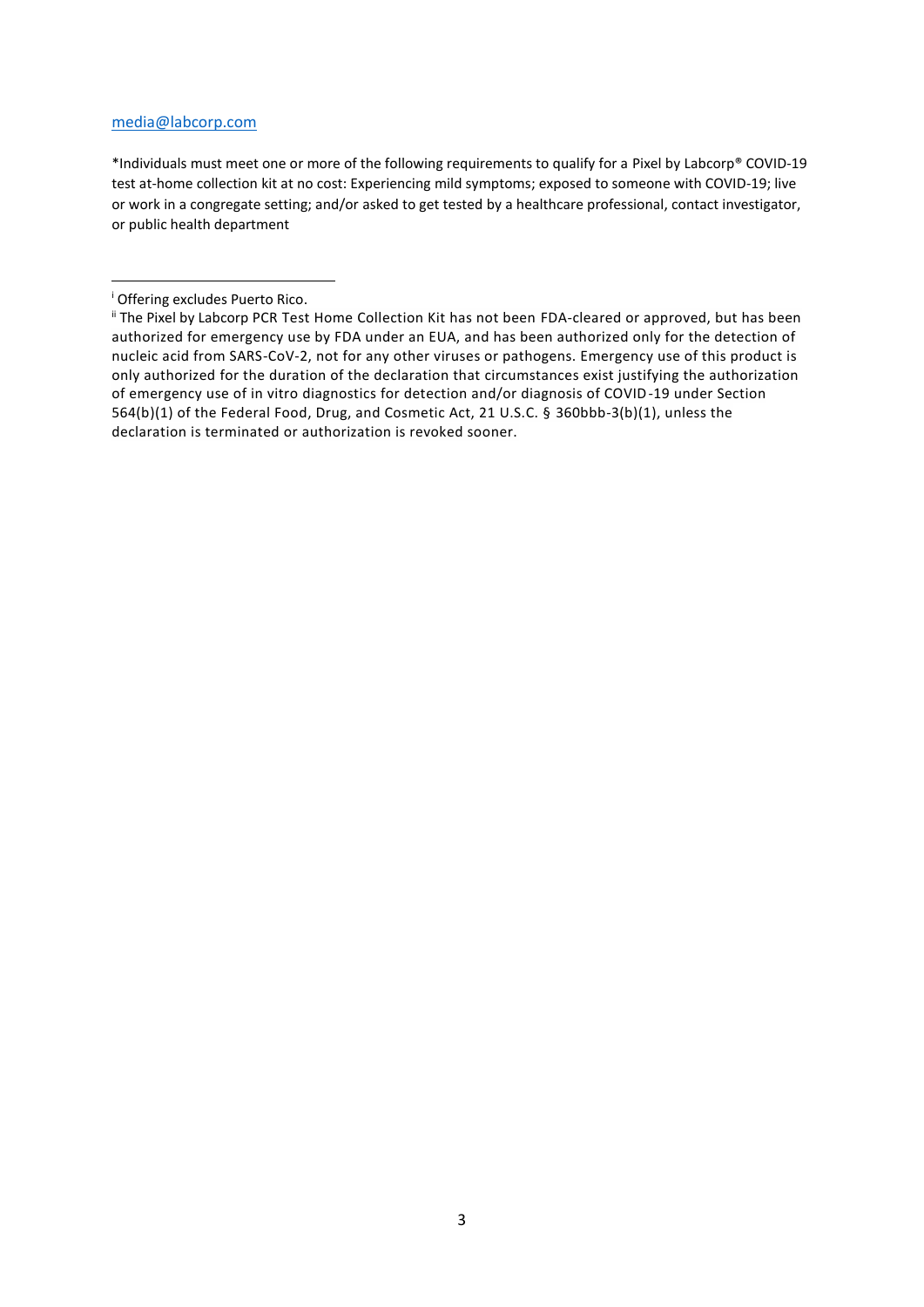media@labcorp.com

*Individuals must meet one or more of the following requirements to qualify for a Pixel by Labcorp® COVID-19 test at-home collection kit at no cost: Experiencing mild symptoms; exposed to someone with COVID-19; live or work in a congregate setting; and/or asked to get tested by a healthcare professional, contact investigator, or public health department

---

[i] Offering excludes Puerto Rico.

[ii] The Pixel by Labcorp PCR Test Home Collection Kit has not been FDA-cleared or approved, but has been authorized for emergency use by FDA under an EUA, and has been authorized only for the detection of nucleic acid from SARS-CoV-2, not for any other viruses or pathogens. Emergency use of this product is only authorized for the duration of the declaration that circumstances exist justifying the authorization of emergency use of in vitro diagnostics for detection and/or diagnosis of COVID-19 under Section 564(b)(1) of the Federal Food, Drug, and Cosmetic Act, 21 U.S.C. § 360bbb-3(b)(1), unless the declaration is terminated or authorization is revoked sooner.